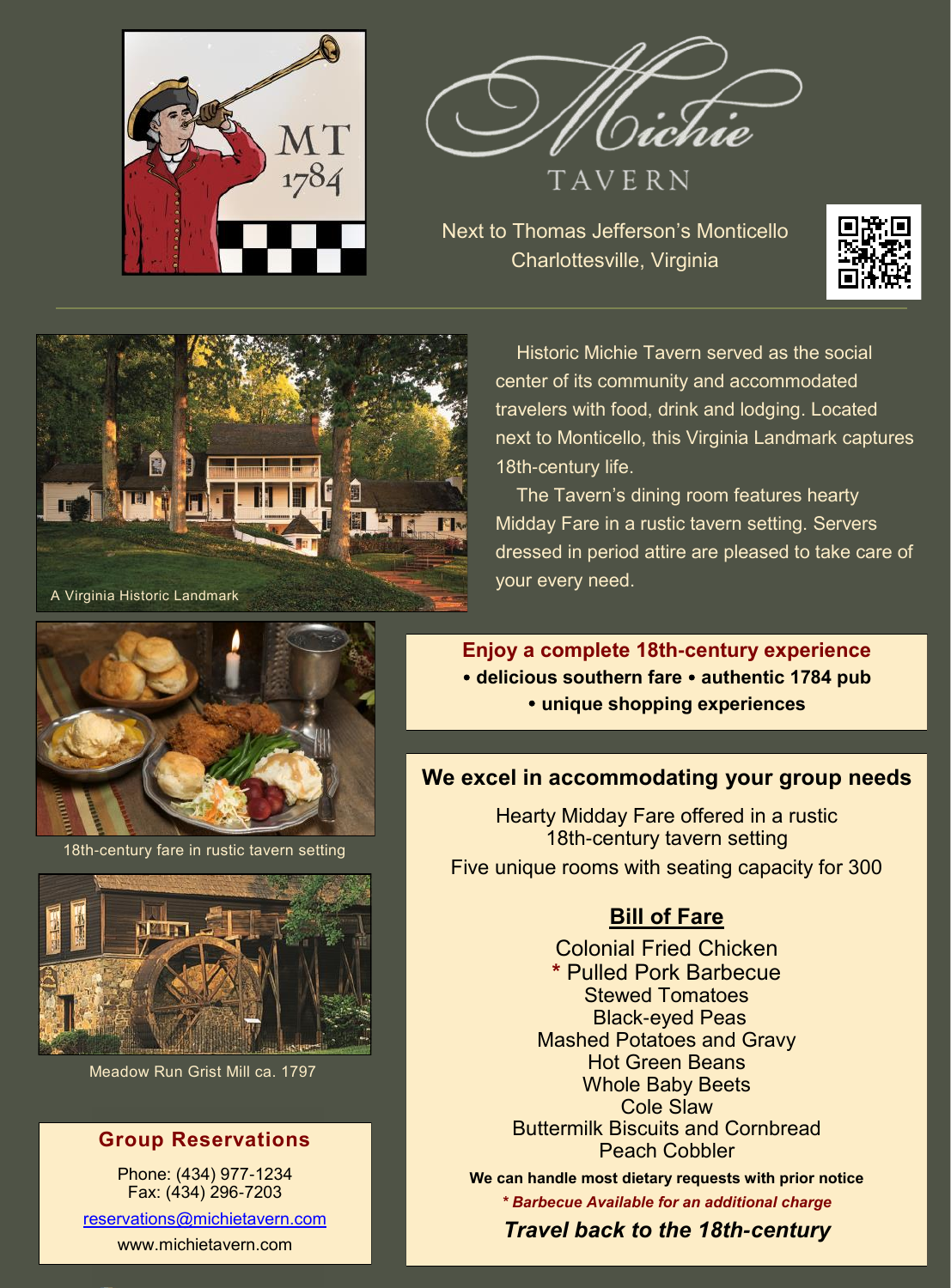# Michie TAVERN

MT 1784

Next to Thomas Jefferson's Monticello
Charlottesville, Virginia

A Virginia Historic Landmark

Historic Michie Tavern served as the social center of its community and accommodated travelers with food, drink and lodging. Located next to Monticello, this Virginia Landmark captures 18th-century life.

The Tavern's dining room features hearty Midday Fare in a rustic tavern setting. Servers dressed in period attire are pleased to take care of your every need.

18th-century fare in rustic tavern setting

Meadow Run Grist Mill ca. 1797

**Enjoy a complete 18th-century experience**

**• delicious southern fare • authentic 1784 pub • unique shopping experiences**

## We excel in accommodating your group needs

Hearty Midday Fare offered in a rustic 18th-century tavern setting

Five unique rooms with seating capacity for 300

### Bill of Fare

Colonial Fried Chicken
* Pulled Pork Barbecue
Stewed Tomatoes
Black-eyed Peas
Mashed Potatoes and Gravy
Hot Green Beans
Whole Baby Beets
Cole Slaw
Buttermilk Biscuits and Cornbread
Peach Cobbler

**We can handle most dietary requests with prior notice**

***\* Barbecue Available for an additional charge***

***Travel back to the 18th-century***

### Group Reservations

Phone: (434) 977-1234
Fax: (434) 296-7203

reservations@michietavern.com

www.michietavern.com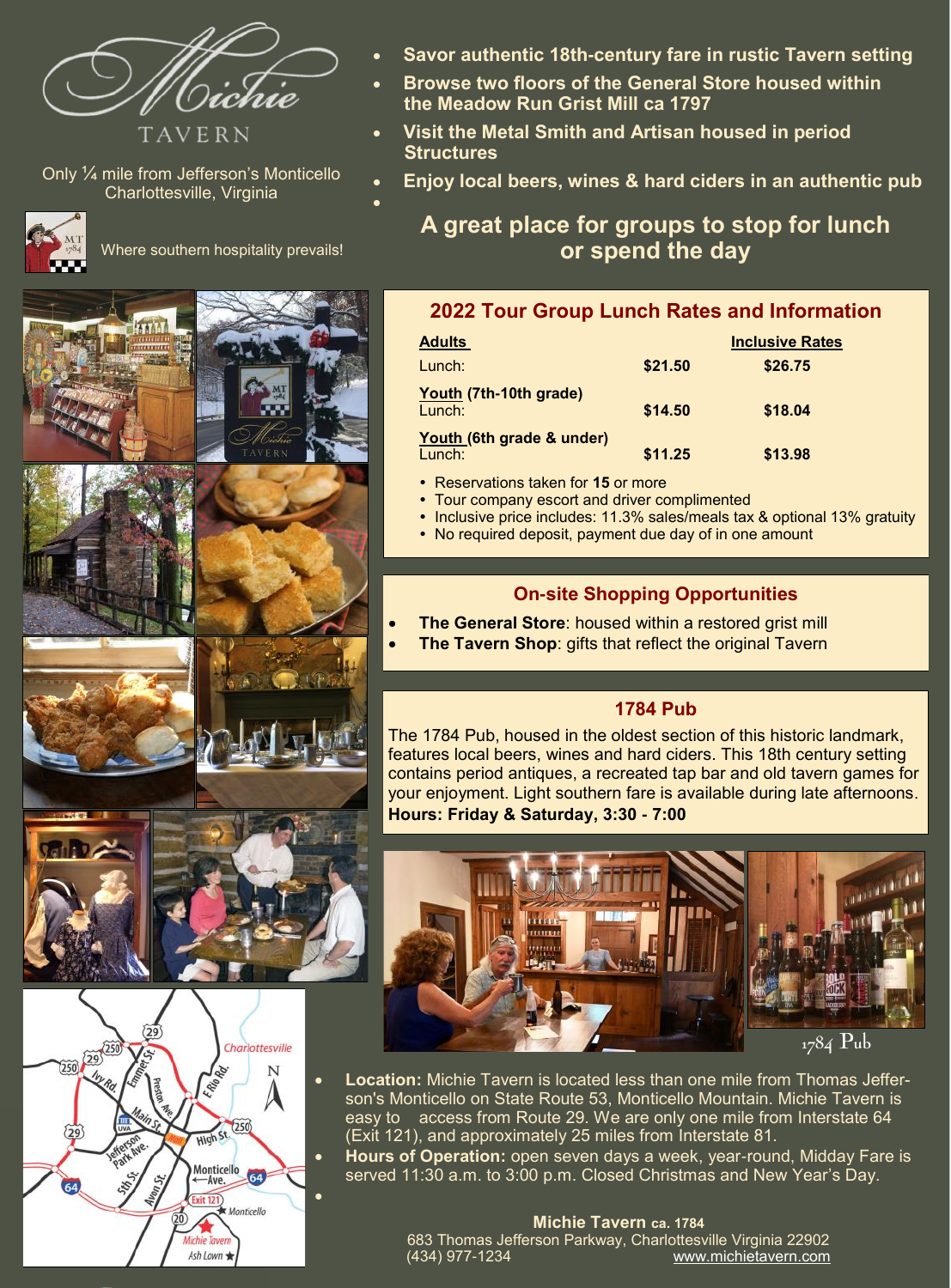# Michie TAVERN

Only ¼ mile from Jefferson's Monticello
Charlottesville, Virginia

Where southern hospitality prevails!

- **Savor authentic 18th-century fare in rustic Tavern setting**
- **Browse two floors of the General Store housed within the Meadow Run Grist Mill ca 1797**
- **Visit the Metal Smith and Artisan housed in period Structures**
- **Enjoy local beers, wines & hard ciders in an authentic pub**

## A great place for groups to stop for lunch or spend the day

## 2022 Tour Group Lunch Rates and Information

| **Adults** | | **Inclusive Rates** |
|---|---|---|
| Lunch: | **$21.50** | **$26.75** |
| **Youth (7th-10th grade)** Lunch: | **$14.50** | **$18.04** |
| **Youth (6th grade & under)** Lunch: | **$11.25** | **$13.98** |

- Reservations taken for **15** or more
- Tour company escort and driver complimented
- Inclusive price includes: 11.3% sales/meals tax & optional 13% gratuity
- No required deposit, payment due day of in one amount

## On-site Shopping Opportunities

- **The General Store**: housed within a restored grist mill
- **The Tavern Shop**: gifts that reflect the original Tavern

## 1784 Pub

The 1784 Pub, housed in the oldest section of this historic landmark, features local beers, wines and hard ciders. This 18th century setting contains period antiques, a recreated tap bar and old tavern games for your enjoyment. Light southern fare is available during late afternoons.
**Hours: Friday & Saturday, 3:30 - 7:00**

1784 Pub

- **Location:** Michie Tavern is located less than one mile from Thomas Jefferson's Monticello on State Route 53, Monticello Mountain. Michie Tavern is easy to access from Route 29. We are only one mile from Interstate 64 (Exit 121), and approximately 25 miles from Interstate 81.
- **Hours of Operation:** open seven days a week, year-round, Midday Fare is served 11:30 a.m. to 3:00 p.m. Closed Christmas and New Year's Day.

**Michie Tavern ca. 1784**
683 Thomas Jefferson Parkway, Charlottesville Virginia 22902
(434) 977-1234 www.michietavern.com